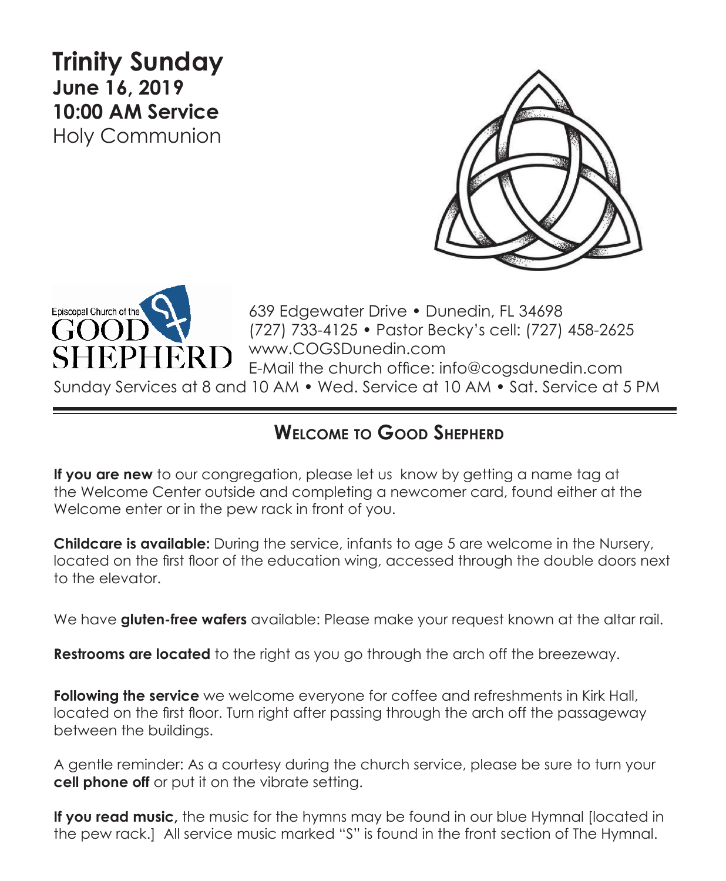# Trinity Sunday

**June 16, 2019**
**10:00 AM Service**
Holy Communion

Episcopal Church of the GOOD SHEPHERD

639 Edgewater Drive • Dunedin, FL 34698
(727) 733-4125 • Pastor Becky's cell: (727) 458-2625
www.COGSDunedin.com
E-Mail the church office: info@cogsdunedin.com
Sunday Services at 8 and 10 AM • Wed. Service at 10 AM • Sat. Service at 5 PM

## Welcome to Good Shepherd

**If you are new** to our congregation, please let us know by getting a name tag at the Welcome Center outside and completing a newcomer card, found either at the Welcome enter or in the pew rack in front of you.

**Childcare is available:** During the service, infants to age 5 are welcome in the Nursery, located on the first floor of the education wing, accessed through the double doors next to the elevator.

We have **gluten-free wafers** available: Please make your request known at the altar rail.

**Restrooms are located** to the right as you go through the arch off the breezeway.

**Following the service** we welcome everyone for coffee and refreshments in Kirk Hall, located on the first floor. Turn right after passing through the arch off the passageway between the buildings.

A gentle reminder: As a courtesy during the church service, please be sure to turn your **cell phone off** or put it on the vibrate setting.

**If you read music,** the music for the hymns may be found in our blue Hymnal [located in the pew rack.] All service music marked "S" is found in the front section of The Hymnal.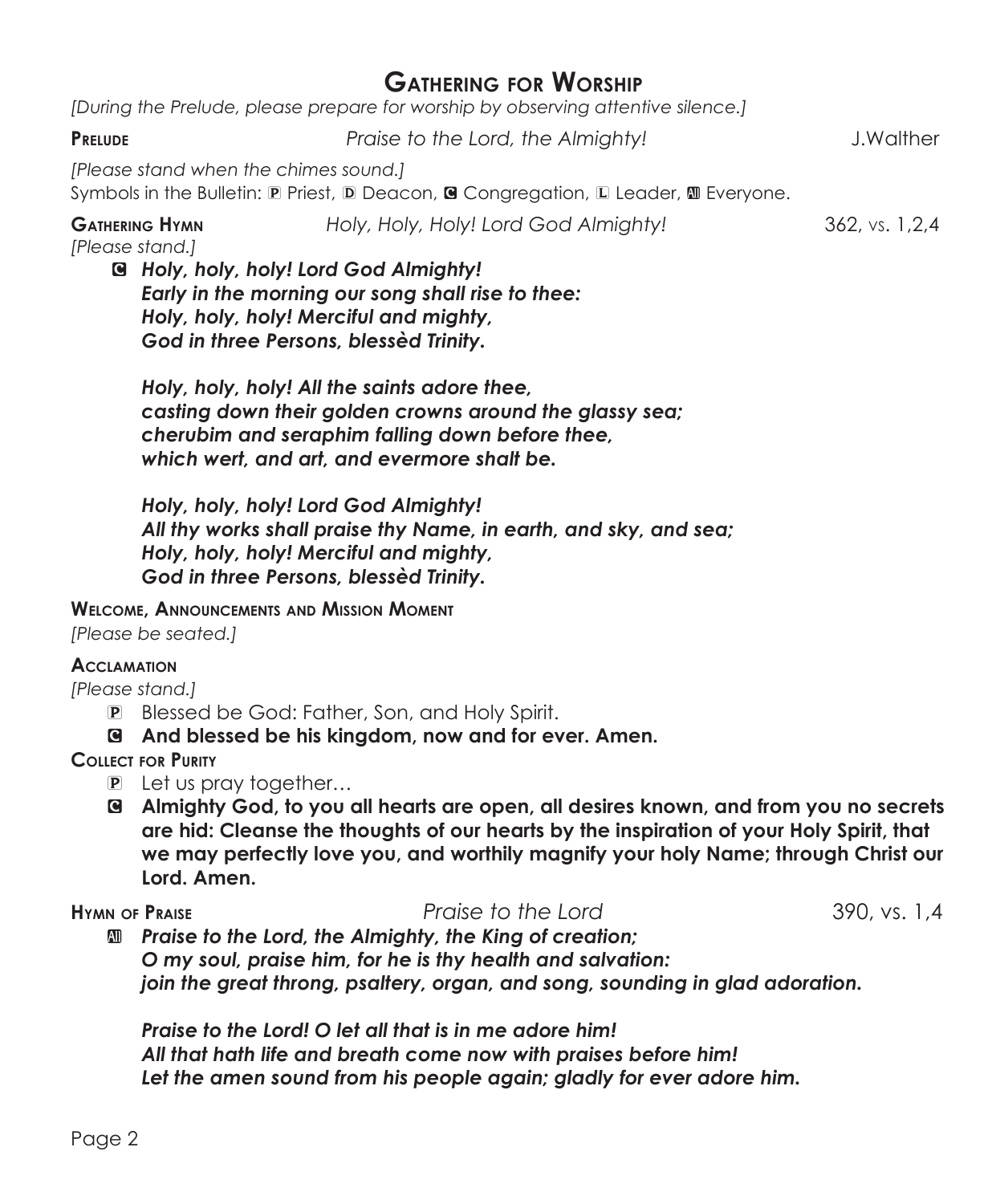# Gathering for Worship

*[During the Prelude, please prepare for worship by observing attentive silence.]*

**Prelude** *Praise to the Lord, the Almighty!* J.Walther

*[Please stand when the chimes sound.]*
Symbols in the Bulletin: P Priest, D Deacon, C Congregation, L Leader, All Everyone.

**Gathering Hymn** *Holy, Holy, Holy! Lord God Almighty!* 362, vs. 1,2,4
*[Please stand.]*

C ***Holy, holy, holy! Lord God Almighty!***
***Early in the morning our song shall rise to thee:***
***Holy, holy, holy! Merciful and mighty,***
***God in three Persons, blessèd Trinity.***

***Holy, holy, holy! All the saints adore thee,***
***casting down their golden crowns around the glassy sea;***
***cherubim and seraphim falling down before thee,***
***which wert, and art, and evermore shalt be.***

***Holy, holy, holy! Lord God Almighty!***
***All thy works shall praise thy Name, in earth, and sky, and sea;***
***Holy, holy, holy! Merciful and mighty,***
***God in three Persons, blessèd Trinity.***

**Welcome, Announcements and Mission Moment**
*[Please be seated.]*

**Acclamation**
*[Please stand.]*

P Blessed be God: Father, Son, and Holy Spirit.
C **And blessed be his kingdom, now and for ever. Amen.**

**Collect for Purity**

P Let us pray together…
C **Almighty God, to you all hearts are open, all desires known, and from you no secrets are hid: Cleanse the thoughts of our hearts by the inspiration of your Holy Spirit, that we may perfectly love you, and worthily magnify your holy Name; through Christ our Lord. Amen.**

**Hymn of Praise** *Praise to the Lord* 390, vs. 1,4

All ***Praise to the Lord, the Almighty, the King of creation;***
***O my soul, praise him, for he is thy health and salvation:***
***join the great throng, psaltery, organ, and song, sounding in glad adoration.***

***Praise to the Lord! O let all that is in me adore him!***
***All that hath life and breath come now with praises before him!***
***Let the amen sound from his people again; gladly for ever adore him.***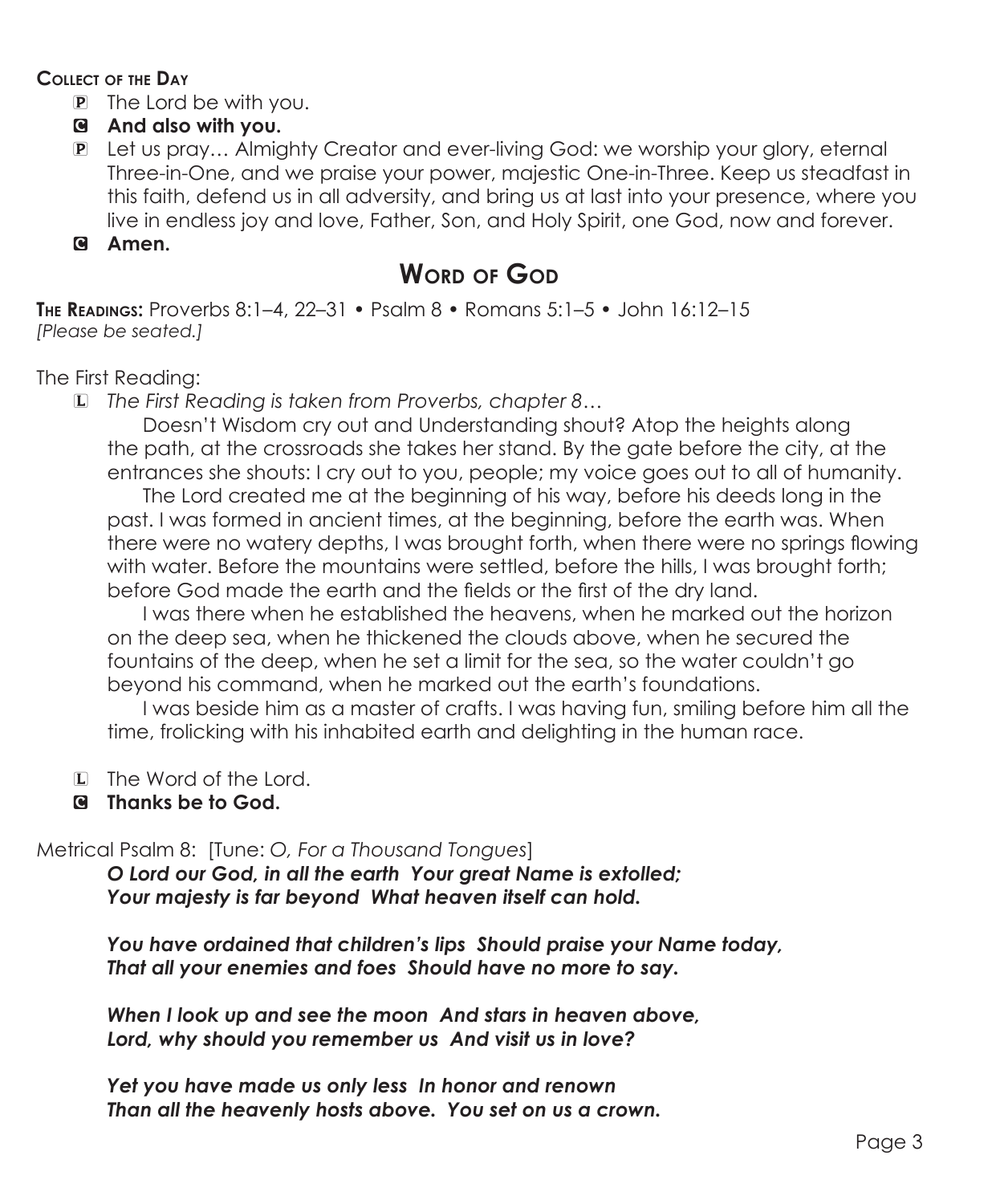**Collect of the Day**

P The Lord be with you.

C **And also with you.**

P Let us pray… Almighty Creator and ever-living God: we worship your glory, eternal Three-in-One, and we praise your power, majestic One-in-Three. Keep us steadfast in this faith, defend us in all adversity, and bring us at last into your presence, where you live in endless joy and love, Father, Son, and Holy Spirit, one God, now and forever.

C **Amen.**

## Word of God

**The Readings:** Proverbs 8:1–4, 22–31 • Psalm 8 • Romans 5:1–5 • John 16:12–15
*[Please be seated.]*

The First Reading:

L *The First Reading is taken from Proverbs, chapter 8…*

Doesn't Wisdom cry out and Understanding shout? Atop the heights along the path, at the crossroads she takes her stand. By the gate before the city, at the entrances she shouts: I cry out to you, people; my voice goes out to all of humanity.

The Lord created me at the beginning of his way, before his deeds long in the past. I was formed in ancient times, at the beginning, before the earth was. When there were no watery depths, I was brought forth, when there were no springs flowing with water. Before the mountains were settled, before the hills, I was brought forth; before God made the earth and the fields or the first of the dry land.

I was there when he established the heavens, when he marked out the horizon on the deep sea, when he thickened the clouds above, when he secured the fountains of the deep, when he set a limit for the sea, so the water couldn't go beyond his command, when he marked out the earth's foundations.

I was beside him as a master of crafts. I was having fun, smiling before him all the time, frolicking with his inhabited earth and delighting in the human race.

L The Word of the Lord.

C **Thanks be to God.**

Metrical Psalm 8: [Tune: *O, For a Thousand Tongues*]

***O Lord our God, in all the earth Your great Name is extolled;***
***Your majesty is far beyond What heaven itself can hold.***

***You have ordained that children's lips Should praise your Name today,***
***That all your enemies and foes Should have no more to say.***

***When I look up and see the moon And stars in heaven above,***
***Lord, why should you remember us And visit us in love?***

***Yet you have made us only less In honor and renown***
***Than all the heavenly hosts above. You set on us a crown.***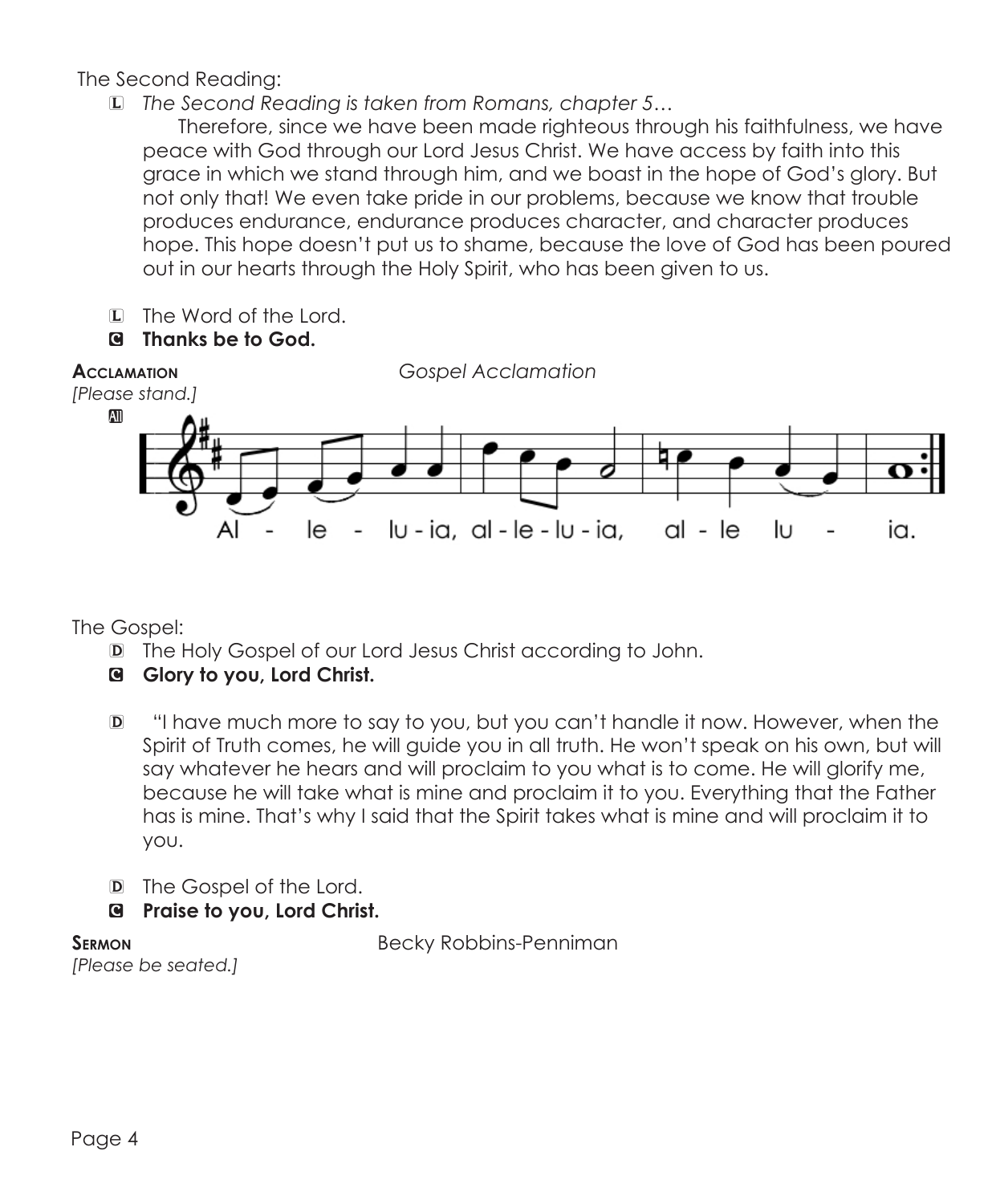The Second Reading:

L *The Second Reading is taken from Romans, chapter 5…*

Therefore, since we have been made righteous through his faithfulness, we have peace with God through our Lord Jesus Christ. We have access by faith into this grace in which we stand through him, and we boast in the hope of God's glory. But not only that! We even take pride in our problems, because we know that trouble produces endurance, endurance produces character, and character produces hope. This hope doesn't put us to shame, because the love of God has been poured out in our hearts through the Holy Spirit, who has been given to us.

L The Word of the Lord.

C **Thanks be to God.**

**Acclamation** *Gospel Acclamation*

*[Please stand.]*

All

Al - le - lu - ia, al - le - lu - ia, al - le lu - ia.

The Gospel:

D The Holy Gospel of our Lord Jesus Christ according to John.

C **Glory to you, Lord Christ.**

D "I have much more to say to you, but you can't handle it now. However, when the Spirit of Truth comes, he will guide you in all truth. He won't speak on his own, but will say whatever he hears and will proclaim to you what is to come. He will glorify me, because he will take what is mine and proclaim it to you. Everything that the Father has is mine. That's why I said that the Spirit takes what is mine and will proclaim it to you.

D The Gospel of the Lord.

C **Praise to you, Lord Christ.**

**Sermon** Becky Robbins-Penniman

*[Please be seated.]*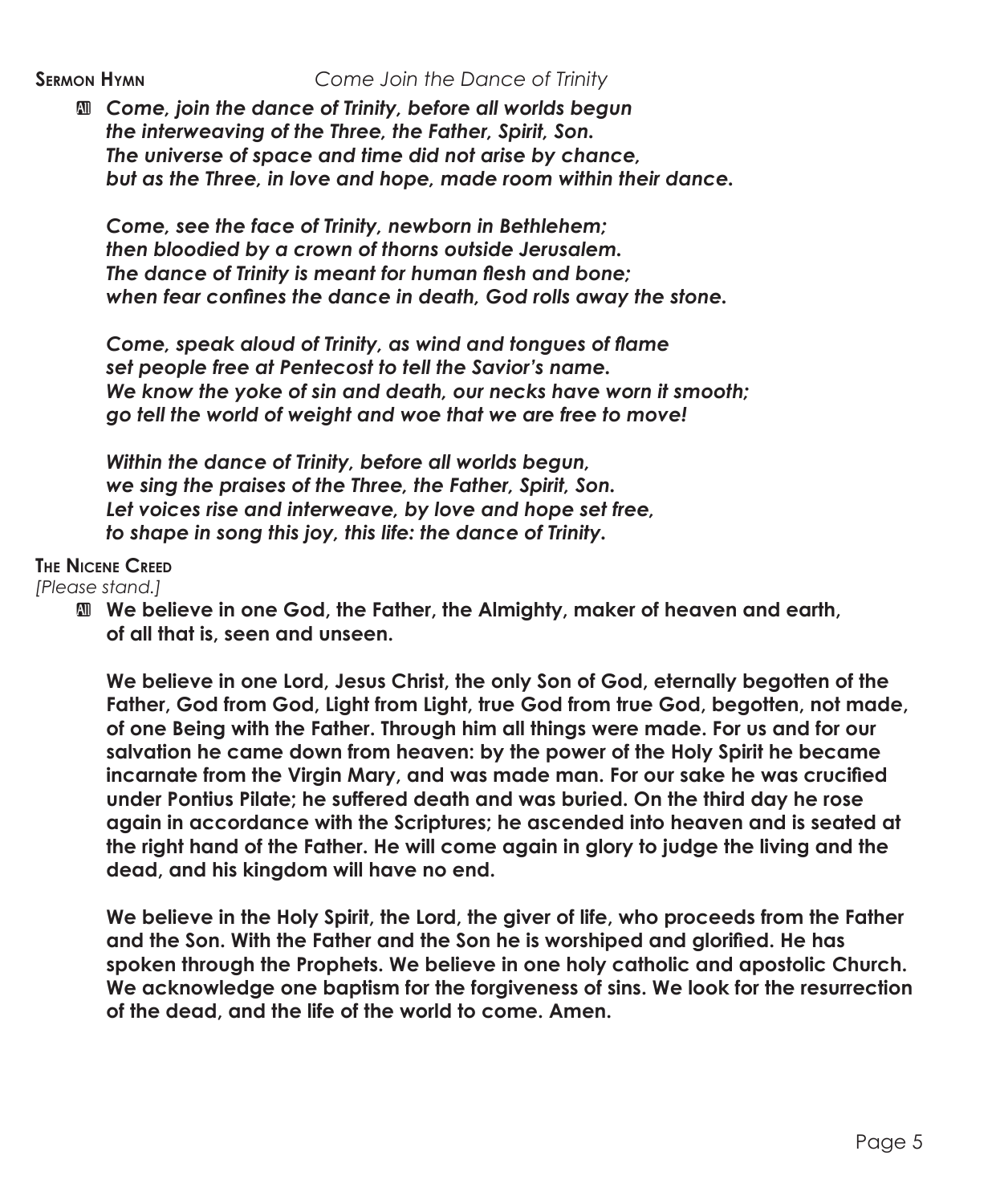**Sermon Hymn** *Come Join the Dance of Trinity*

**All** ***Come, join the dance of Trinity, before all worlds begun***
***the interweaving of the Three, the Father, Spirit, Son.***
***The universe of space and time did not arise by chance,***
***but as the Three, in love and hope, made room within their dance.***

***Come, see the face of Trinity, newborn in Bethlehem;***
***then bloodied by a crown of thorns outside Jerusalem.***
***The dance of Trinity is meant for human flesh and bone;***
***when fear confines the dance in death, God rolls away the stone.***

***Come, speak aloud of Trinity, as wind and tongues of flame***
***set people free at Pentecost to tell the Savior's name.***
***We know the yoke of sin and death, our necks have worn it smooth;***
***go tell the world of weight and woe that we are free to move!***

***Within the dance of Trinity, before all worlds begun,***
***we sing the praises of the Three, the Father, Spirit, Son.***
***Let voices rise and interweave, by love and hope set free,***
***to shape in song this joy, this life: the dance of Trinity.***

**The Nicene Creed**
*[Please stand.]*

**All** **We believe in one God, the Father, the Almighty, maker of heaven and earth, of all that is, seen and unseen.**

**We believe in one Lord, Jesus Christ, the only Son of God, eternally begotten of the Father, God from God, Light from Light, true God from true God, begotten, not made, of one Being with the Father. Through him all things were made. For us and for our salvation he came down from heaven: by the power of the Holy Spirit he became incarnate from the Virgin Mary, and was made man. For our sake he was crucified under Pontius Pilate; he suffered death and was buried. On the third day he rose again in accordance with the Scriptures; he ascended into heaven and is seated at the right hand of the Father. He will come again in glory to judge the living and the dead, and his kingdom will have no end.**

**We believe in the Holy Spirit, the Lord, the giver of life, who proceeds from the Father and the Son. With the Father and the Son he is worshiped and glorified. He has spoken through the Prophets. We believe in one holy catholic and apostolic Church. We acknowledge one baptism for the forgiveness of sins. We look for the resurrection of the dead, and the life of the world to come. Amen.**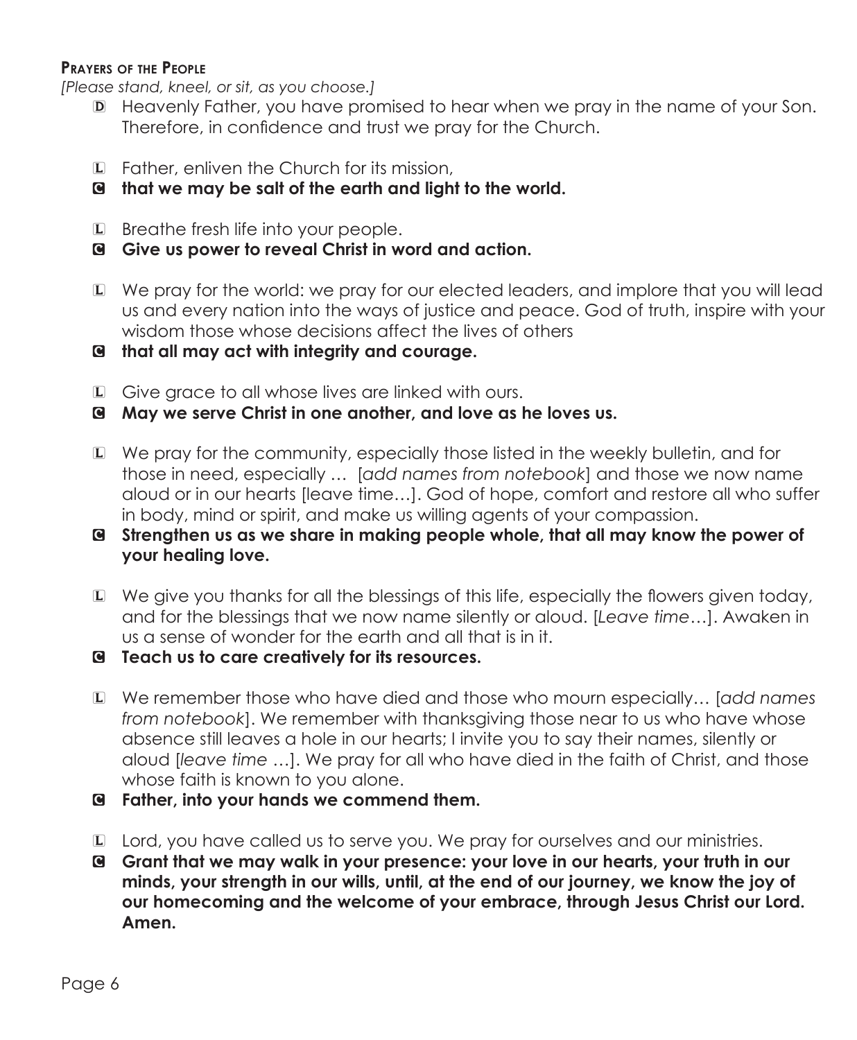#### Prayers of the People

*[Please stand, kneel, or sit, as you choose.]*

D Heavenly Father, you have promised to hear when we pray in the name of your Son. Therefore, in confidence and trust we pray for the Church.

L Father, enliven the Church for its mission,

**C that we may be salt of the earth and light to the world.**

L Breathe fresh life into your people.

**C Give us power to reveal Christ in word and action.**

L We pray for the world: we pray for our elected leaders, and implore that you will lead us and every nation into the ways of justice and peace. God of truth, inspire with your wisdom those whose decisions affect the lives of others

**C that all may act with integrity and courage.**

L Give grace to all whose lives are linked with ours.

**C May we serve Christ in one another, and love as he loves us.**

L We pray for the community, especially those listed in the weekly bulletin, and for those in need, especially … [*add names from notebook*] and those we now name aloud or in our hearts [leave time…]. God of hope, comfort and restore all who suffer in body, mind or spirit, and make us willing agents of your compassion.

**C Strengthen us as we share in making people whole, that all may know the power of your healing love.**

L We give you thanks for all the blessings of this life, especially the flowers given today, and for the blessings that we now name silently or aloud. [*Leave time*…]. Awaken in us a sense of wonder for the earth and all that is in it.

**C Teach us to care creatively for its resources.**

L We remember those who have died and those who mourn especially… [*add names from notebook*]. We remember with thanksgiving those near to us who have whose absence still leaves a hole in our hearts; I invite you to say their names, silently or aloud [*leave time* …]. We pray for all who have died in the faith of Christ, and those whose faith is known to you alone.

**C Father, into your hands we commend them.**

L Lord, you have called us to serve you. We pray for ourselves and our ministries.

**C Grant that we may walk in your presence: your love in our hearts, your truth in our minds, your strength in our wills, until, at the end of our journey, we know the joy of our homecoming and the welcome of your embrace, through Jesus Christ our Lord. Amen.**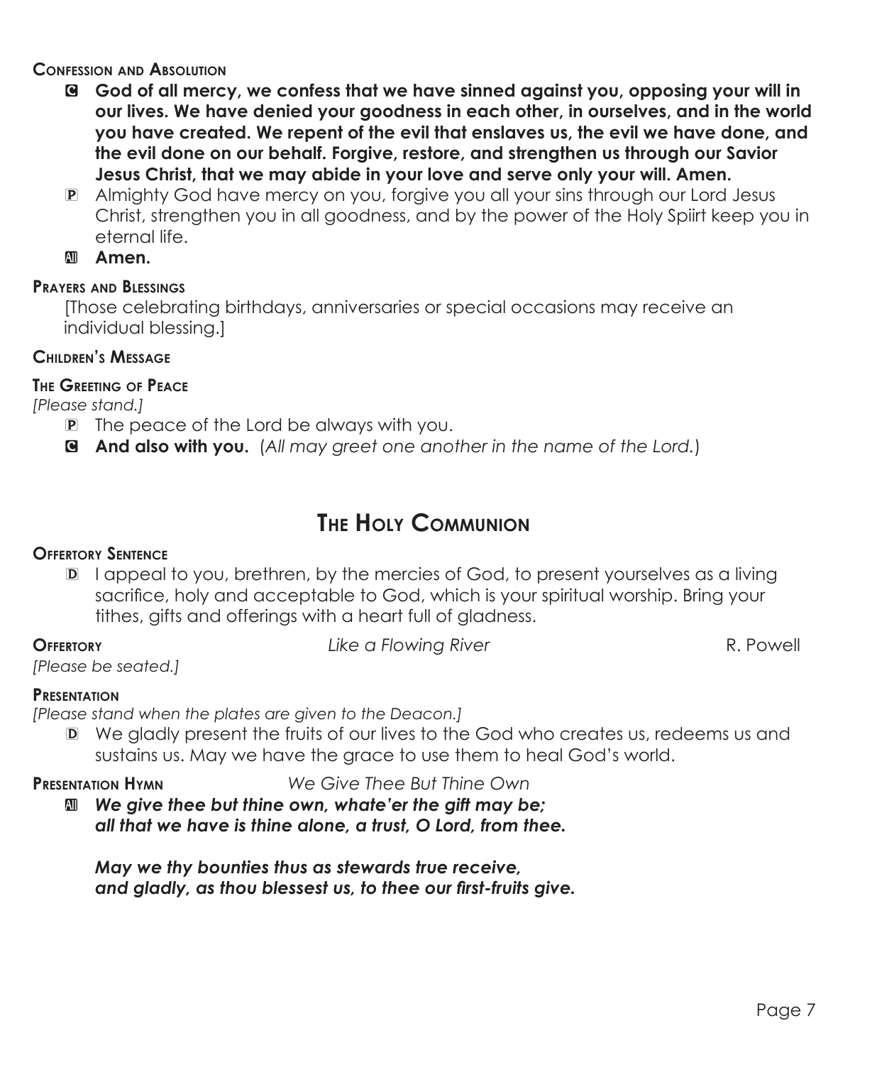**Confession and Absolution**

C **God of all mercy, we confess that we have sinned against you, opposing your will in our lives. We have denied your goodness in each other, in ourselves, and in the world you have created. We repent of the evil that enslaves us, the evil we have done, and the evil done on our behalf. Forgive, restore, and strengthen us through our Savior Jesus Christ, that we may abide in your love and serve only your will. Amen.**

P Almighty God have mercy on you, forgive you all your sins through our Lord Jesus Christ, strengthen you in all goodness, and by the power of the Holy Spiirt keep you in eternal life.

All **Amen.**

**Prayers and Blessings**

[Those celebrating birthdays, anniversaries or special occasions may receive an individual blessing.]

**Children's Message**

**The Greeting of Peace**

*[Please stand.]*

P The peace of the Lord be always with you.

C **And also with you.** (*All may greet one another in the name of the Lord.*)

## The Holy Communion

**Offertory Sentence**

D I appeal to you, brethren, by the mercies of God, to present yourselves as a living sacrifice, holy and acceptable to God, which is your spiritual worship. Bring your tithes, gifts and offerings with a heart full of gladness.

**Offertory** *Like a Flowing River* R. Powell

*[Please be seated.]*

**Presentation**

*[Please stand when the plates are given to the Deacon.]*

D We gladly present the fruits of our lives to the God who creates us, redeems us and sustains us. May we have the grace to use them to heal God's world.

**Presentation Hymn** *We Give Thee But Thine Own*

All ***We give thee but thine own, whate'er the gift may be;***
***all that we have is thine alone, a trust, O Lord, from thee.***

***May we thy bounties thus as stewards true receive,***
***and gladly, as thou blessest us, to thee our first-fruits give.***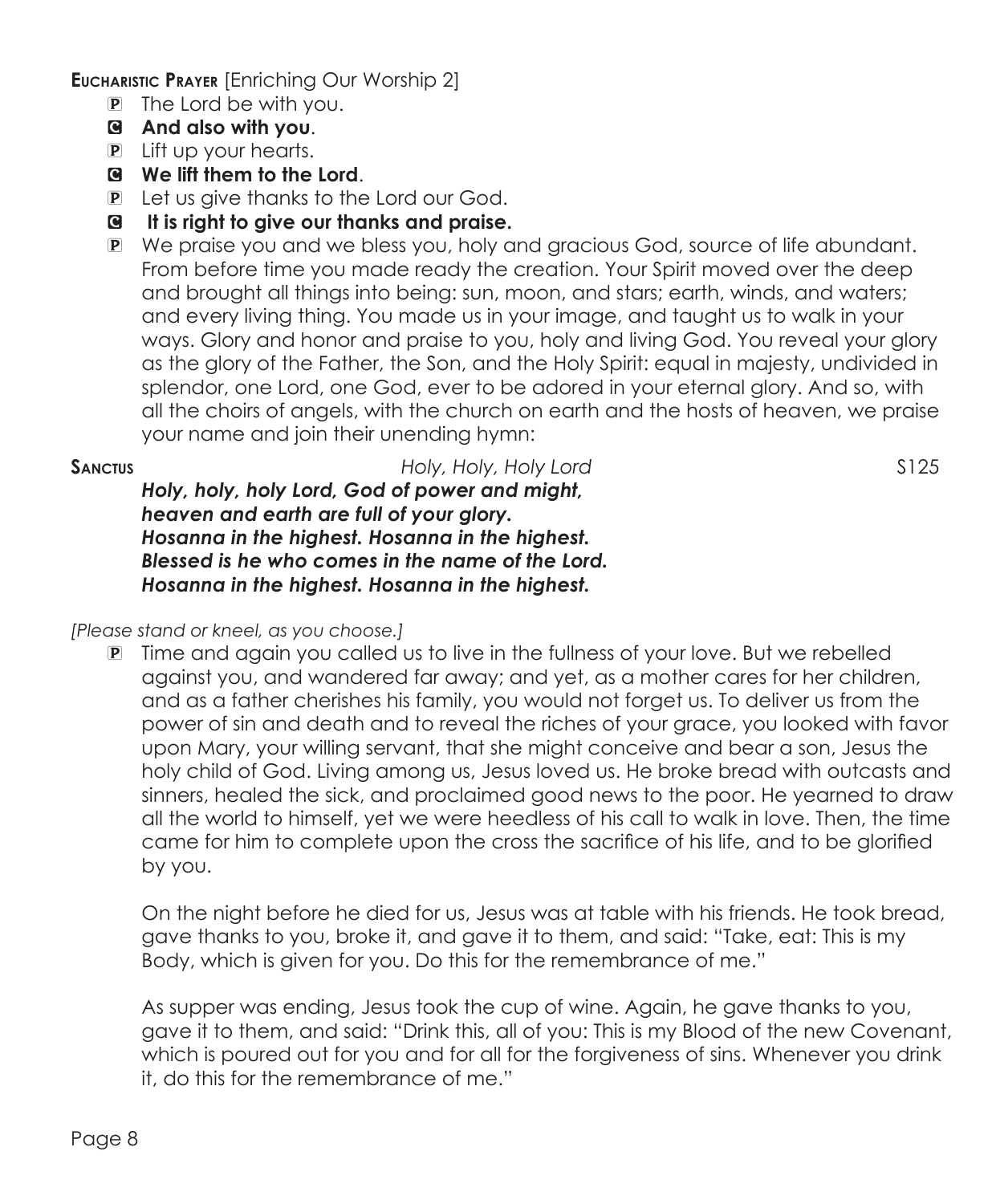**Eucharistic Prayer** [Enriching Our Worship 2]

P The Lord be with you.

C **And also with you**.

P Lift up your hearts.

C **We lift them to the Lord**.

P Let us give thanks to the Lord our God.

C **It is right to give our thanks and praise.**

P We praise you and we bless you, holy and gracious God, source of life abundant. From before time you made ready the creation. Your Spirit moved over the deep and brought all things into being: sun, moon, and stars; earth, winds, and waters; and every living thing. You made us in your image, and taught us to walk in your ways. Glory and honor and praise to you, holy and living God. You reveal your glory as the glory of the Father, the Son, and the Holy Spirit: equal in majesty, undivided in splendor, one Lord, one God, ever to be adored in your eternal glory. And so, with all the choirs of angels, with the church on earth and the hosts of heaven, we praise your name and join their unending hymn:

**Sanctus** *Holy, Holy, Holy Lord* S125

***Holy, holy, holy Lord, God of power and might,***
***heaven and earth are full of your glory.***
***Hosanna in the highest. Hosanna in the highest.***
***Blessed is he who comes in the name of the Lord.***
***Hosanna in the highest. Hosanna in the highest.***

*[Please stand or kneel, as you choose.]*

P Time and again you called us to live in the fullness of your love. But we rebelled against you, and wandered far away; and yet, as a mother cares for her children, and as a father cherishes his family, you would not forget us. To deliver us from the power of sin and death and to reveal the riches of your grace, you looked with favor upon Mary, your willing servant, that she might conceive and bear a son, Jesus the holy child of God. Living among us, Jesus loved us. He broke bread with outcasts and sinners, healed the sick, and proclaimed good news to the poor. He yearned to draw all the world to himself, yet we were heedless of his call to walk in love. Then, the time came for him to complete upon the cross the sacrifice of his life, and to be glorified by you.

On the night before he died for us, Jesus was at table with his friends. He took bread, gave thanks to you, broke it, and gave it to them, and said: "Take, eat: This is my Body, which is given for you. Do this for the remembrance of me."

As supper was ending, Jesus took the cup of wine. Again, he gave thanks to you, gave it to them, and said: "Drink this, all of you: This is my Blood of the new Covenant, which is poured out for you and for all for the forgiveness of sins. Whenever you drink it, do this for the remembrance of me."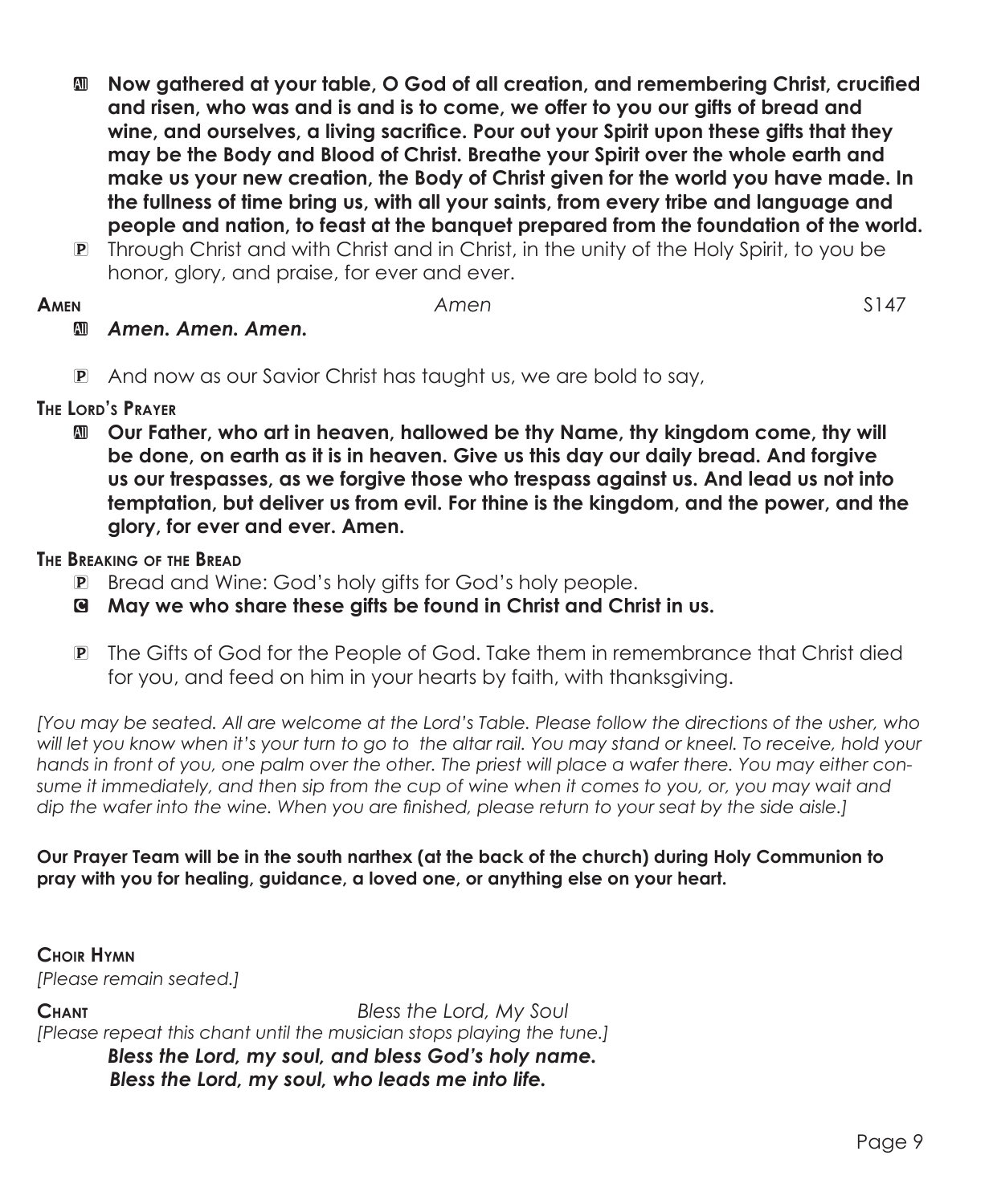**All** **Now gathered at your table, O God of all creation, and remembering Christ, crucified and risen, who was and is and is to come, we offer to you our gifts of bread and wine, and ourselves, a living sacrifice. Pour out your Spirit upon these gifts that they may be the Body and Blood of Christ. Breathe your Spirit over the whole earth and make us your new creation, the Body of Christ given for the world you have made. In the fullness of time bring us, with all your saints, from every tribe and language and people and nation, to feast at the banquet prepared from the foundation of the world.**

**P** Through Christ and with Christ and in Christ, in the unity of the Holy Spirit, to you be honor, glory, and praise, for ever and ever.

**Amen** *Amen* S147

**All** ***Amen. Amen. Amen.***

**P** And now as our Savior Christ has taught us, we are bold to say,

**The Lord's Prayer**

**All** **Our Father, who art in heaven, hallowed be thy Name, thy kingdom come, thy will be done, on earth as it is in heaven. Give us this day our daily bread. And forgive us our trespasses, as we forgive those who trespass against us. And lead us not into temptation, but deliver us from evil. For thine is the kingdom, and the power, and the glory, for ever and ever. Amen.**

**The Breaking of the Bread**

**P** Bread and Wine: God's holy gifts for God's holy people.

**C** **May we who share these gifts be found in Christ and Christ in us.**

**P** The Gifts of God for the People of God. Take them in remembrance that Christ died for you, and feed on him in your hearts by faith, with thanksgiving.

*[You may be seated. All are welcome at the Lord's Table. Please follow the directions of the usher, who will let you know when it's your turn to go to the altar rail. You may stand or kneel. To receive, hold your hands in front of you, one palm over the other. The priest will place a wafer there. You may either consume it immediately, and then sip from the cup of wine when it comes to you, or, you may wait and dip the wafer into the wine. When you are finished, please return to your seat by the side aisle.]*

**Our Prayer Team will be in the south narthex (at the back of the church) during Holy Communion to pray with you for healing, guidance, a loved one, or anything else on your heart.**

**Choir Hymn**
*[Please remain seated.]*

**Chant** *Bless the Lord, My Soul*
*[Please repeat this chant until the musician stops playing the tune.]*

***Bless the Lord, my soul, and bless God's holy name.***
***Bless the Lord, my soul, who leads me into life.***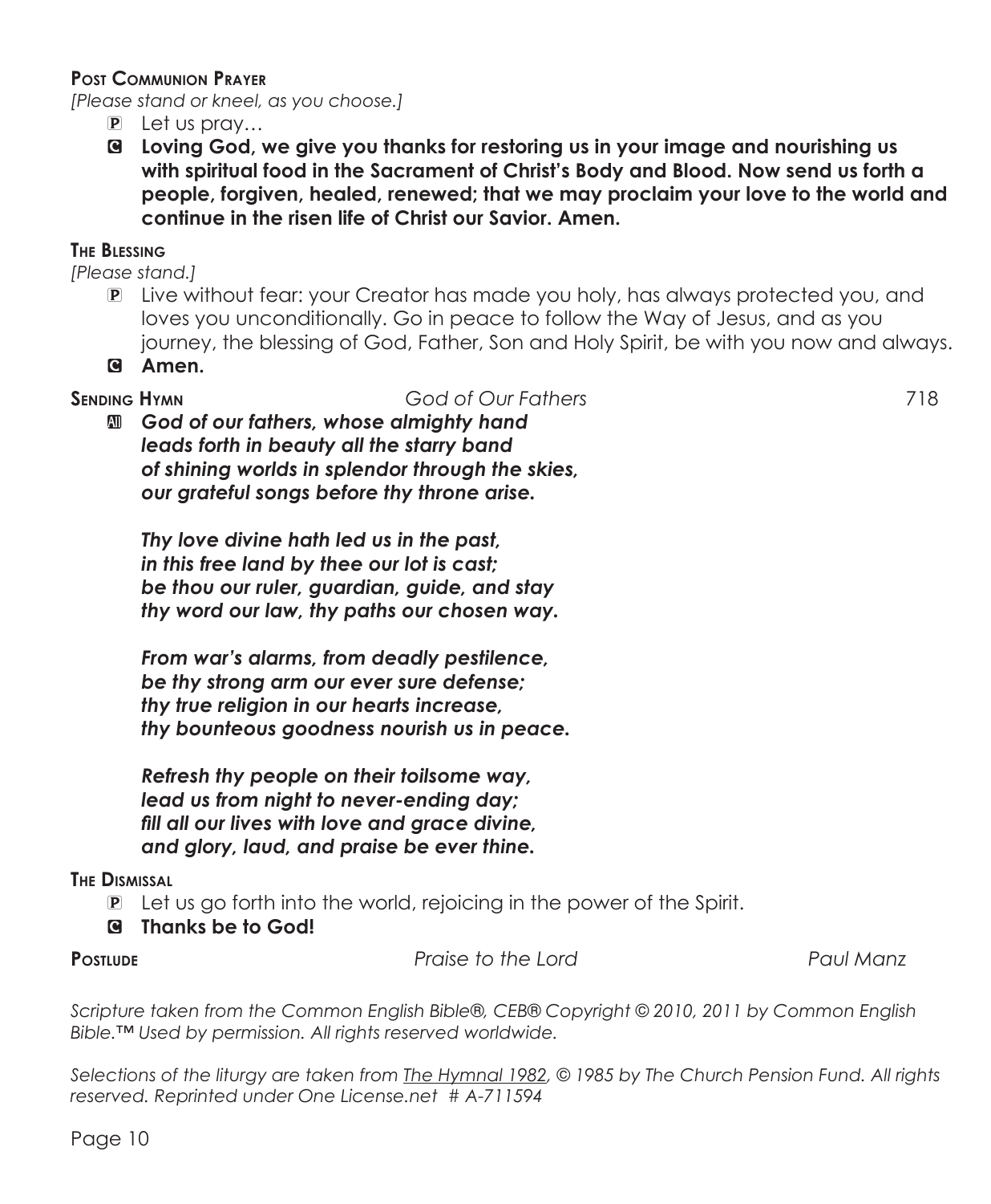**Post Communion Prayer**

*[Please stand or kneel, as you choose.]*

P Let us pray…

C **Loving God, we give you thanks for restoring us in your image and nourishing us with spiritual food in the Sacrament of Christ's Body and Blood. Now send us forth a people, forgiven, healed, renewed; that we may proclaim your love to the world and continue in the risen life of Christ our Savior. Amen.**

**The Blessing**

*[Please stand.]*

P Live without fear: your Creator has made you holy, has always protected you, and loves you unconditionally. Go in peace to follow the Way of Jesus, and as you journey, the blessing of God, Father, Son and Holy Spirit, be with you now and always.

C **Amen.**

**Sending Hymn** *God of Our Fathers* 718

All ***God of our fathers, whose almighty hand***
***leads forth in beauty all the starry band***
***of shining worlds in splendor through the skies,***
***our grateful songs before thy throne arise.***

***Thy love divine hath led us in the past,***
***in this free land by thee our lot is cast;***
***be thou our ruler, guardian, guide, and stay***
***thy word our law, thy paths our chosen way.***

***From war's alarms, from deadly pestilence,***
***be thy strong arm our ever sure defense;***
***thy true religion in our hearts increase,***
***thy bounteous goodness nourish us in peace.***

***Refresh thy people on their toilsome way,***
***lead us from night to never-ending day;***
***fill all our lives with love and grace divine,***
***and glory, laud, and praise be ever thine.***

**The Dismissal**

P Let us go forth into the world, rejoicing in the power of the Spirit.

C **Thanks be to God!**

**Postlude** *Praise to the Lord* *Paul Manz*

*Scripture taken from the Common English Bible®, CEB® Copyright © 2010, 2011 by Common English Bible.™ Used by permission. All rights reserved worldwide.*

*Selections of the liturgy are taken from The Hymnal 1982, © 1985 by The Church Pension Fund. All rights reserved. Reprinted under One License.net # A-711594*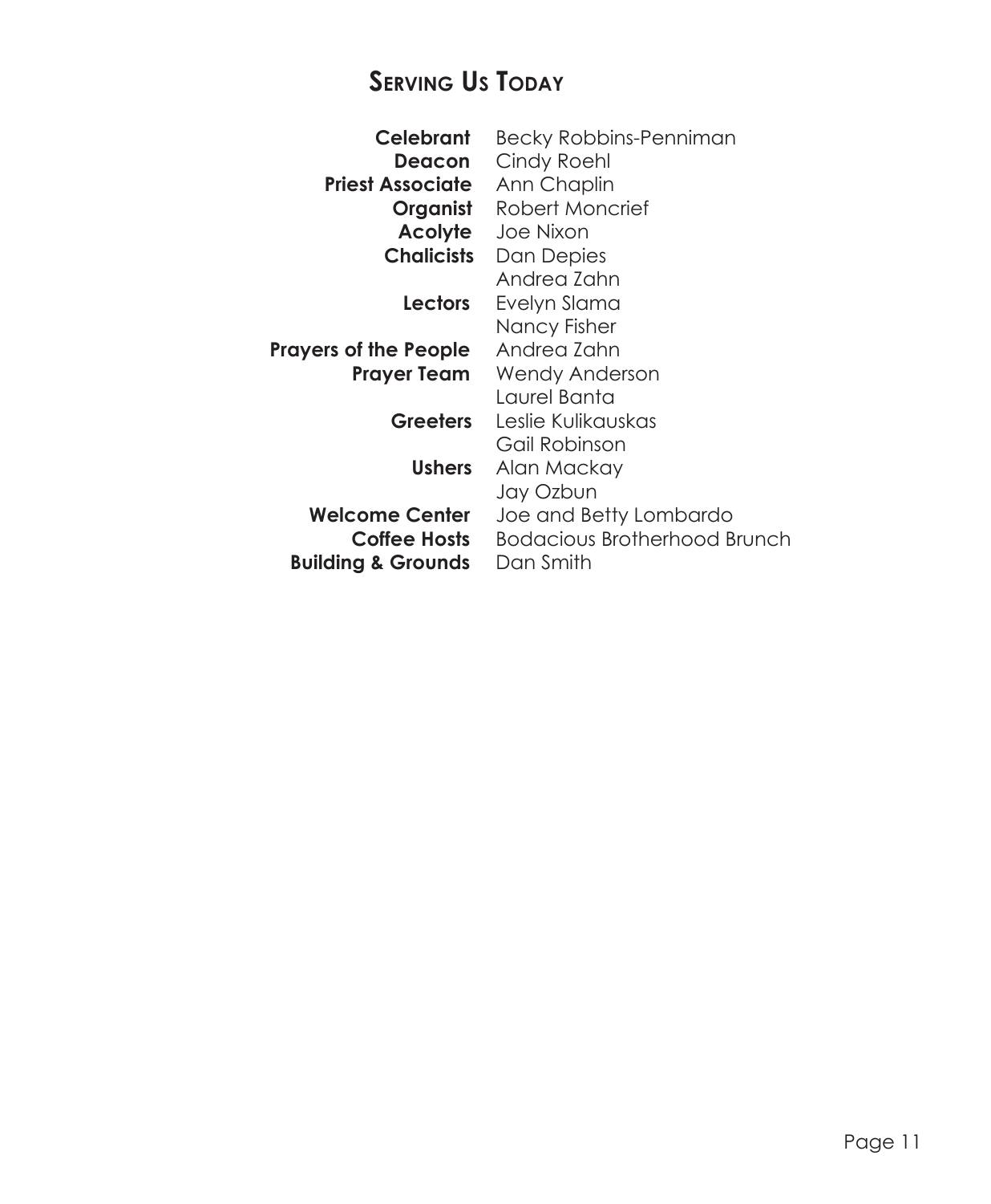## Serving Us Today

| | |
|---|---|
| **Celebrant** | Becky Robbins-Penniman |
| **Deacon** | Cindy Roehl |
| **Priest Associate** | Ann Chaplin |
| **Organist** | Robert Moncrief |
| **Acolyte** | Joe Nixon |
| **Chalicists** | Dan Depies |
| | Andrea Zahn |
| **Lectors** | Evelyn Slama |
| | Nancy Fisher |
| **Prayers of the People** | Andrea Zahn |
| **Prayer Team** | Wendy Anderson |
| | Laurel Banta |
| **Greeters** | Leslie Kulikauskas |
| | Gail Robinson |
| **Ushers** | Alan Mackay |
| | Jay Ozbun |
| **Welcome Center** | Joe and Betty Lombardo |
| **Coffee Hosts** | Bodacious Brotherhood Brunch |
| **Building & Grounds** | Dan Smith |